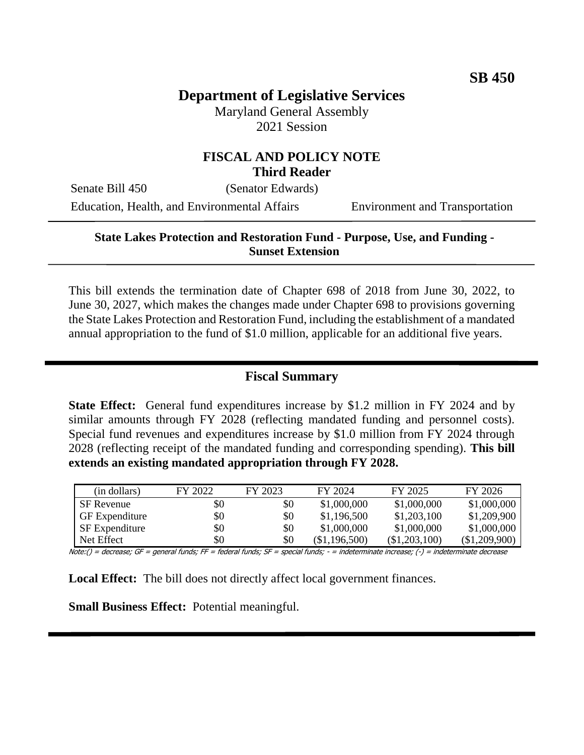**SB 450**

# Department of Legislative Services

Maryland General Assembly
2021 Session

## FISCAL AND POLICY NOTE
**Third Reader**

Senate Bill 450 (Senator Edwards)

Education, Health, and Environmental Affairs | Environment and Transportation

---

**State Lakes Protection and Restoration Fund - Purpose, Use, and Funding - Sunset Extension**

---

This bill extends the termination date of Chapter 698 of 2018 from June 30, 2022, to June 30, 2027, which makes the changes made under Chapter 698 to provisions governing the State Lakes Protection and Restoration Fund, including the establishment of a mandated annual appropriation to the fund of $1.0 million, applicable for an additional five years.

---

## Fiscal Summary

**State Effect:** General fund expenditures increase by $1.2 million in FY 2024 and by similar amounts through FY 2028 (reflecting mandated funding and personnel costs). Special fund revenues and expenditures increase by $1.0 million from FY 2024 through 2028 (reflecting receipt of the mandated funding and corresponding spending). **This bill extends an existing mandated appropriation through FY 2028.**

| (in dollars) | FY 2022 | FY 2023 | FY 2024 | FY 2025 | FY 2026 |
|---|---|---|---|---|---|
| SF Revenue | $0 | $0 | $1,000,000 | $1,000,000 | $1,000,000 |
| GF Expenditure | $0 | $0 | $1,196,500 | $1,203,100 | $1,209,900 |
| SF Expenditure | $0 | $0 | $1,000,000 | $1,000,000 | $1,000,000 |
| Net Effect | $0 | $0 | ($1,196,500) | ($1,203,100) | ($1,209,900) |

Note:() = decrease; GF = general funds; FF = federal funds; SF = special funds; - = indeterminate increase; (-) = indeterminate decrease

**Local Effect:** The bill does not directly affect local government finances.

**Small Business Effect:** Potential meaningful.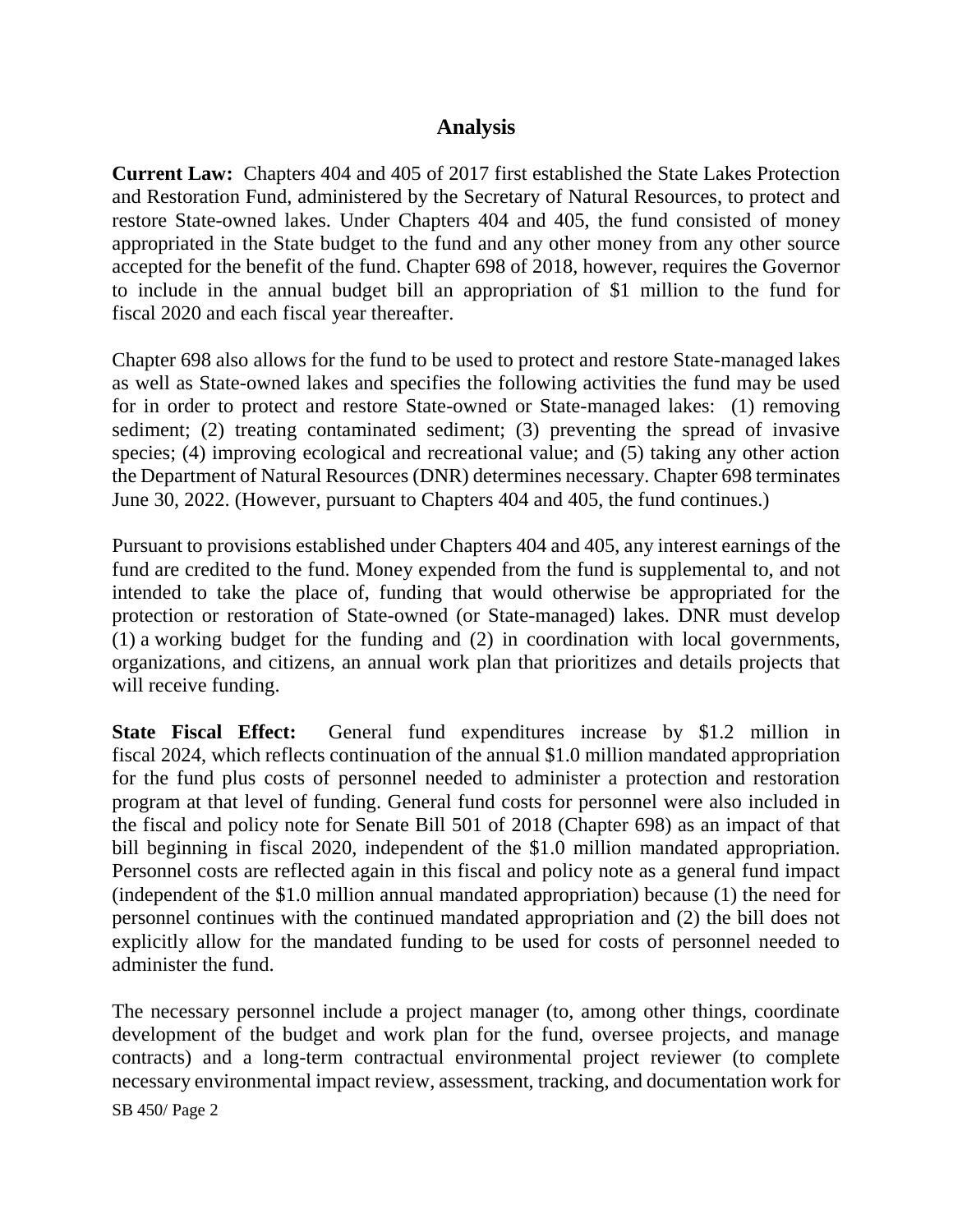## Analysis

**Current Law:** Chapters 404 and 405 of 2017 first established the State Lakes Protection and Restoration Fund, administered by the Secretary of Natural Resources, to protect and restore State-owned lakes. Under Chapters 404 and 405, the fund consisted of money appropriated in the State budget to the fund and any other money from any other source accepted for the benefit of the fund. Chapter 698 of 2018, however, requires the Governor to include in the annual budget bill an appropriation of $1 million to the fund for fiscal 2020 and each fiscal year thereafter.

Chapter 698 also allows for the fund to be used to protect and restore State-managed lakes as well as State-owned lakes and specifies the following activities the fund may be used for in order to protect and restore State-owned or State-managed lakes: (1) removing sediment; (2) treating contaminated sediment; (3) preventing the spread of invasive species; (4) improving ecological and recreational value; and (5) taking any other action the Department of Natural Resources (DNR) determines necessary. Chapter 698 terminates June 30, 2022. (However, pursuant to Chapters 404 and 405, the fund continues.)

Pursuant to provisions established under Chapters 404 and 405, any interest earnings of the fund are credited to the fund. Money expended from the fund is supplemental to, and not intended to take the place of, funding that would otherwise be appropriated for the protection or restoration of State-owned (or State-managed) lakes. DNR must develop (1) a working budget for the funding and (2) in coordination with local governments, organizations, and citizens, an annual work plan that prioritizes and details projects that will receive funding.

**State Fiscal Effect:** General fund expenditures increase by $1.2 million in fiscal 2024, which reflects continuation of the annual $1.0 million mandated appropriation for the fund plus costs of personnel needed to administer a protection and restoration program at that level of funding. General fund costs for personnel were also included in the fiscal and policy note for Senate Bill 501 of 2018 (Chapter 698) as an impact of that bill beginning in fiscal 2020, independent of the $1.0 million mandated appropriation. Personnel costs are reflected again in this fiscal and policy note as a general fund impact (independent of the $1.0 million annual mandated appropriation) because (1) the need for personnel continues with the continued mandated appropriation and (2) the bill does not explicitly allow for the mandated funding to be used for costs of personnel needed to administer the fund.

The necessary personnel include a project manager (to, among other things, coordinate development of the budget and work plan for the fund, oversee projects, and manage contracts) and a long-term contractual environmental project reviewer (to complete necessary environmental impact review, assessment, tracking, and documentation work for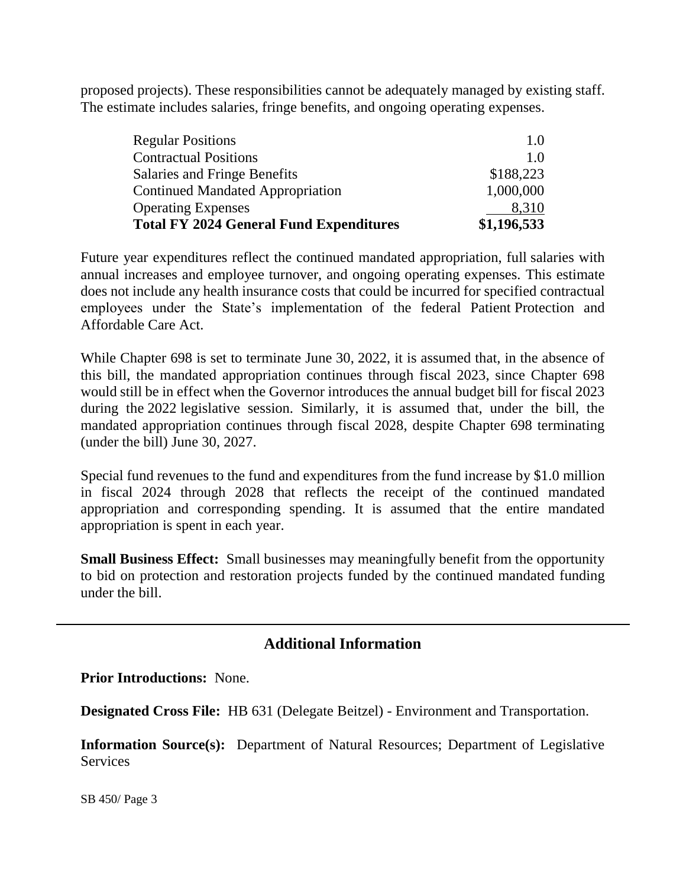proposed projects). These responsibilities cannot be adequately managed by existing staff. The estimate includes salaries, fringe benefits, and ongoing operating expenses.

| | |
|---|---:|
| Regular Positions | 1.0 |
| Contractual Positions | 1.0 |
| Salaries and Fringe Benefits | $188,223 |
| Continued Mandated Appropriation | 1,000,000 |
| Operating Expenses | 8,310 |
| **Total FY 2024 General Fund Expenditures** | **$1,196,533** |

Future year expenditures reflect the continued mandated appropriation, full salaries with annual increases and employee turnover, and ongoing operating expenses. This estimate does not include any health insurance costs that could be incurred for specified contractual employees under the State's implementation of the federal Patient Protection and Affordable Care Act.

While Chapter 698 is set to terminate June 30, 2022, it is assumed that, in the absence of this bill, the mandated appropriation continues through fiscal 2023, since Chapter 698 would still be in effect when the Governor introduces the annual budget bill for fiscal 2023 during the 2022 legislative session. Similarly, it is assumed that, under the bill, the mandated appropriation continues through fiscal 2028, despite Chapter 698 terminating (under the bill) June 30, 2027.

Special fund revenues to the fund and expenditures from the fund increase by $1.0 million in fiscal 2024 through 2028 that reflects the receipt of the continued mandated appropriation and corresponding spending. It is assumed that the entire mandated appropriation is spent in each year.

**Small Business Effect:** Small businesses may meaningfully benefit from the opportunity to bid on protection and restoration projects funded by the continued mandated funding under the bill.

## Additional Information

**Prior Introductions:** None.

**Designated Cross File:** HB 631 (Delegate Beitzel) - Environment and Transportation.

**Information Source(s):** Department of Natural Resources; Department of Legislative Services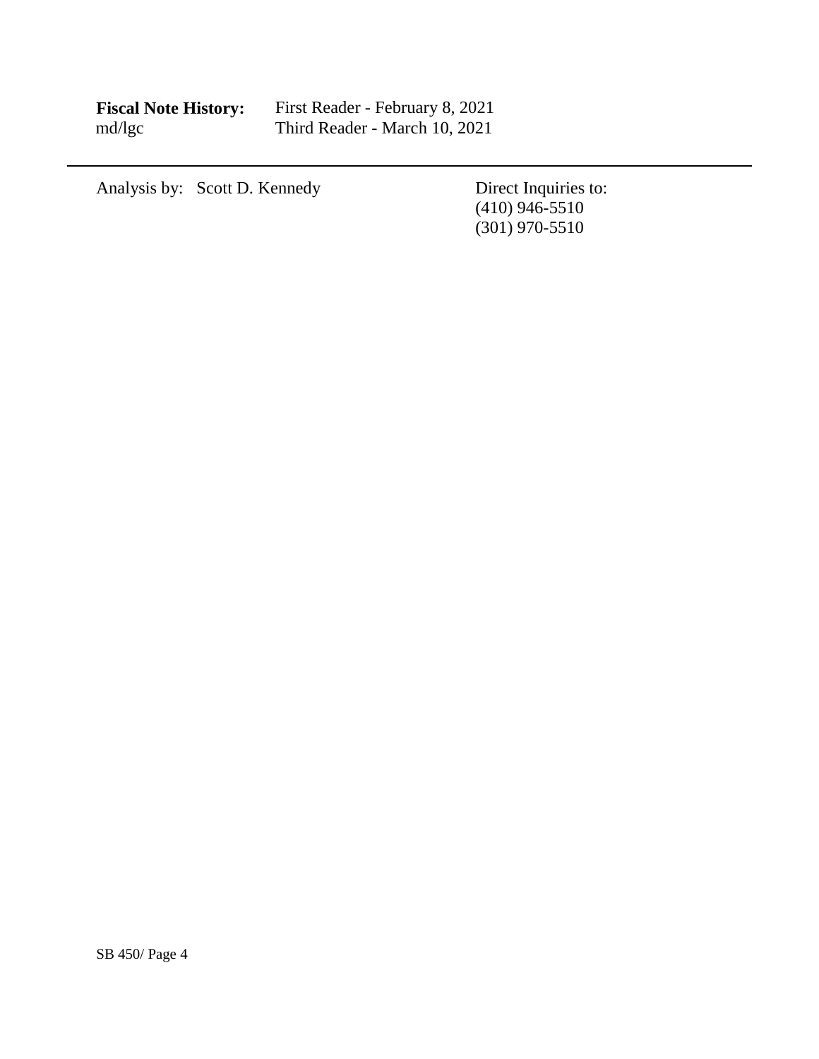**Fiscal Note History:** First Reader - February 8, 2021
md/lgc Third Reader - March 10, 2021

---

Analysis by: Scott D. Kennedy

Direct Inquiries to:
(410) 946-5510
(301) 970-5510